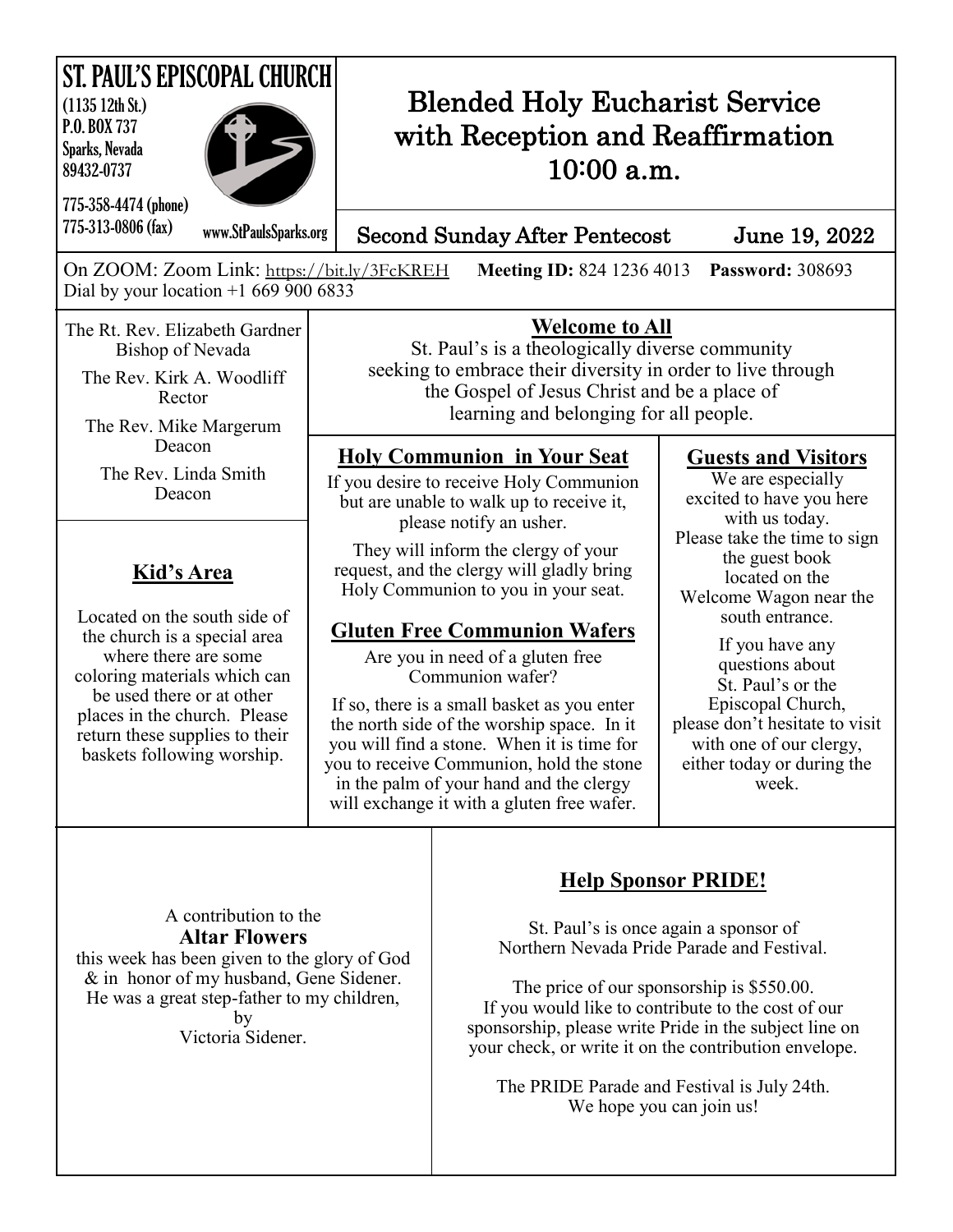# ST. PAUL'S EPISCOPAL CHURCH

(1135 12th St.)
P.O. BOX 737
Sparks, Nevada
89432-0737

775-358-4474 (phone)
775-313-0806 (fax)

www.StPaulsSparks.org

# Blended Holy Eucharist Service with Reception and Reaffirmation 10:00 a.m.

## Second Sunday After Pentecost — June 19, 2022

On ZOOM: Zoom Link: https://bit.ly/3FcKREH **Meeting ID:** 824 1236 4013 **Password:** 308693
Dial by your location +1 669 900 6833

The Rt. Rev. Elizabeth Gardner
Bishop of Nevada

The Rev. Kirk A. Woodliff
Rector

The Rev. Mike Margerum
Deacon

The Rev. Linda Smith
Deacon

## Welcome to All

St. Paul's is a theologically diverse community seeking to embrace their diversity in order to live through the Gospel of Jesus Christ and be a place of learning and belonging for all people.

## Kid's Area

Located on the south side of the church is a special area where there are some coloring materials which can be used there or at other places in the church. Please return these supplies to their baskets following worship.

## Holy Communion in Your Seat

If you desire to receive Holy Communion but are unable to walk up to receive it, please notify an usher.

They will inform the clergy of your request, and the clergy will gladly bring Holy Communion to you in your seat.

## Gluten Free Communion Wafers

Are you in need of a gluten free Communion wafer?

If so, there is a small basket as you enter the north side of the worship space. In it you will find a stone. When it is time for you to receive Communion, hold the stone in the palm of your hand and the clergy will exchange it with a gluten free wafer.

## Guests and Visitors

We are especially excited to have you here with us today. Please take the time to sign the guest book located on the Welcome Wagon near the south entrance.

If you have any questions about St. Paul's or the Episcopal Church, please don't hesitate to visit with one of our clergy, either today or during the week.

A contribution to the
**Altar Flowers**
this week has been given to the glory of God & in honor of my husband, Gene Sidener. He was a great step-father to my children, by
Victoria Sidener.

## Help Sponsor PRIDE!

St. Paul's is once again a sponsor of Northern Nevada Pride Parade and Festival.

The price of our sponsorship is $550.00. If you would like to contribute to the cost of our sponsorship, please write Pride in the subject line on your check, or write it on the contribution envelope.

The PRIDE Parade and Festival is July 24th. We hope you can join us!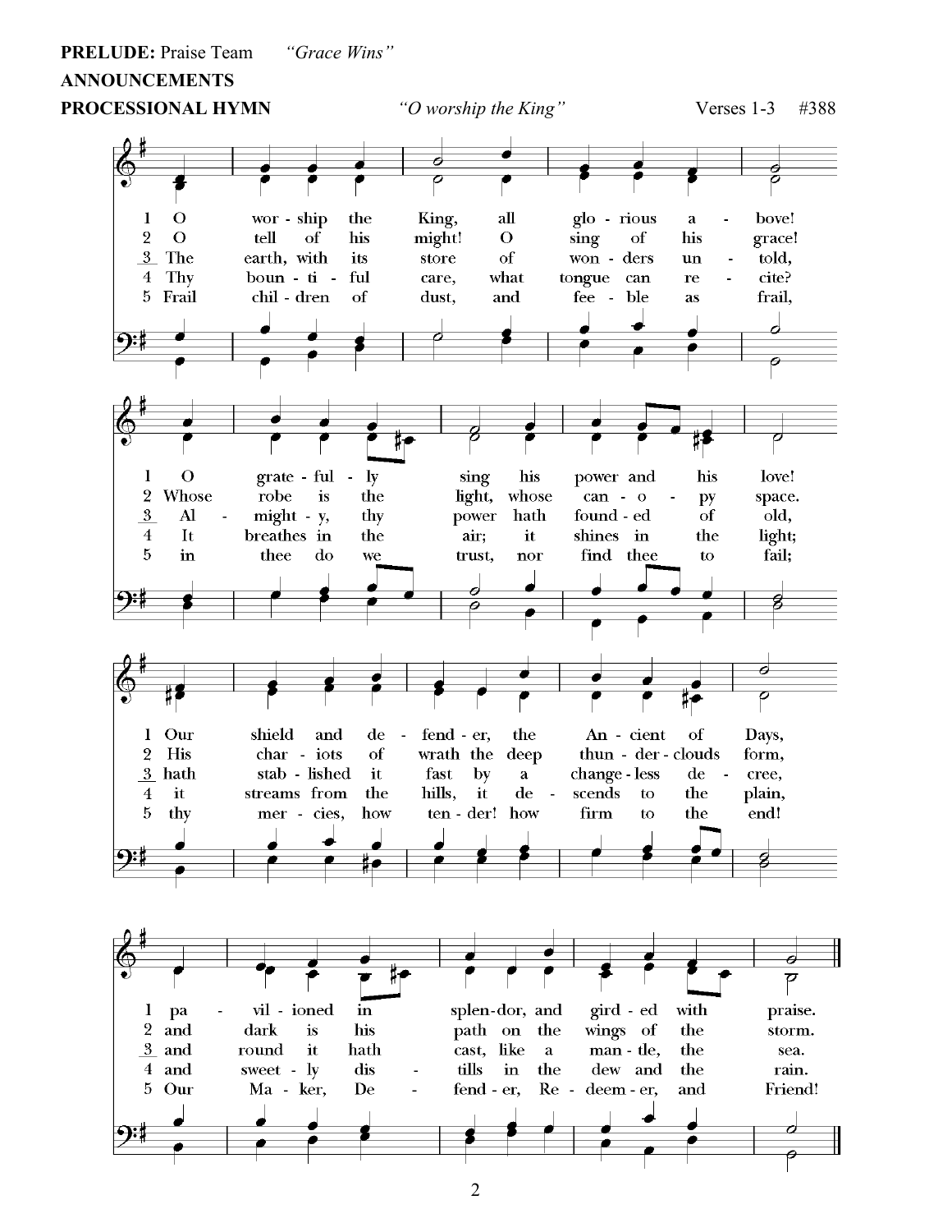**PRELUDE:** Praise Team *"Grace Wins"*

**ANNOUNCEMENTS**

**PROCESSIONAL HYMN** *"O worship the King"* Verses 1-3 #388

1 O worship the King, all glorious above!
O gratefully sing his power and his love!
Our shield and defender, the Ancient of Days,
pavilioned in splendor, and girded with praise.

2 O tell of his might! O sing of his grace!
Whose robe is the light, whose canopy space.
His chariots of wrath the deep thunderclouds form,
and dark is his path on the wings of the storm.

3 The earth, with its store of wonders untold,
Almighty, thy power hath founded of old,
hath stablished it fast by a changeless decree,
and round it hath cast, like a mantle, the sea.

4 Thy bountiful care, what tongue can recite?
It breathes in the air; it shines in the light;
it streams from the hills, it descends to the plain,
and sweetly distills in the dew and the rain.

5 Frail children of dust, and feeble as frail,
in thee do we trust, nor find thee to fail;
thy mercies, how tender! how firm to the end!
Our Maker, Defender, Redeemer, and Friend!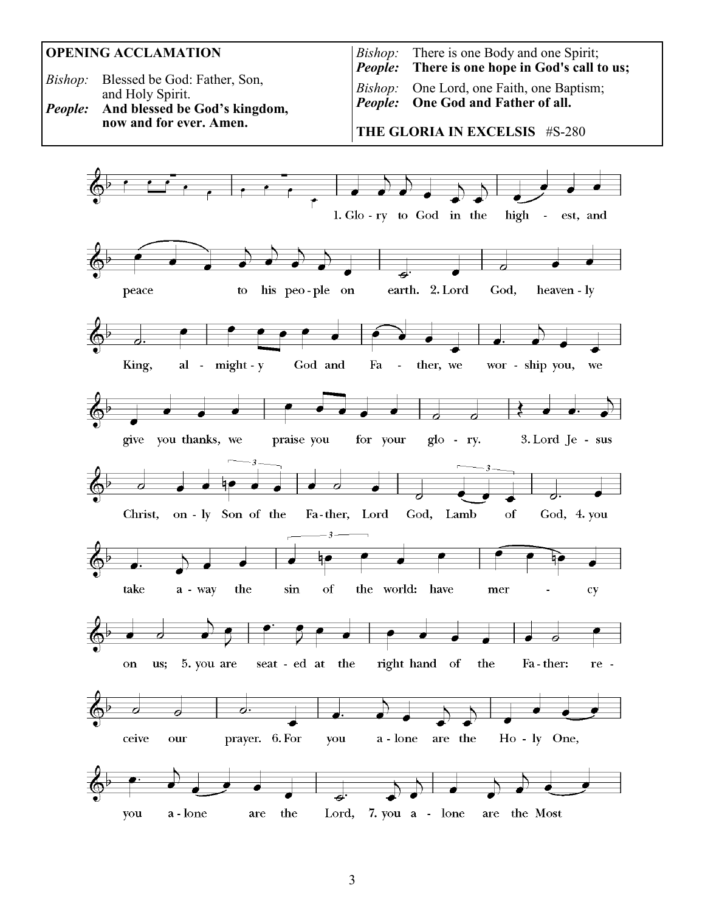**OPENING ACCLAMATION**

*Bishop:* Blessed be God: Father, Son, and Holy Spirit.
***People:*** **And blessed be God's kingdom, now and for ever. Amen.**

*Bishop:* There is one Body and one Spirit;
***People:*** **There is one hope in God's call to us;**

*Bishop:* One Lord, one Faith, one Baptism;
***People:*** **One God and Father of all.**

**THE GLORIA IN EXCELSIS** #S-280

1. Glo - ry to God in the high - est, and peace to his peo - ple on earth. 2. Lord God, heaven - ly King, al - might - y God and Fa - ther, we wor - ship you, we give you thanks, we praise you for your glo - ry. 3. Lord Je - sus Christ, on - ly Son of the Fa - ther, Lord God, Lamb of God, 4. you take a - way the sin of the world: have mer - cy on us; 5. you are seat - ed at the right hand of the Fa - ther: re - ceive our prayer. 6. For you a - lone are the Ho - ly One, you a - lone are the Lord, 7. you a - lone are the Most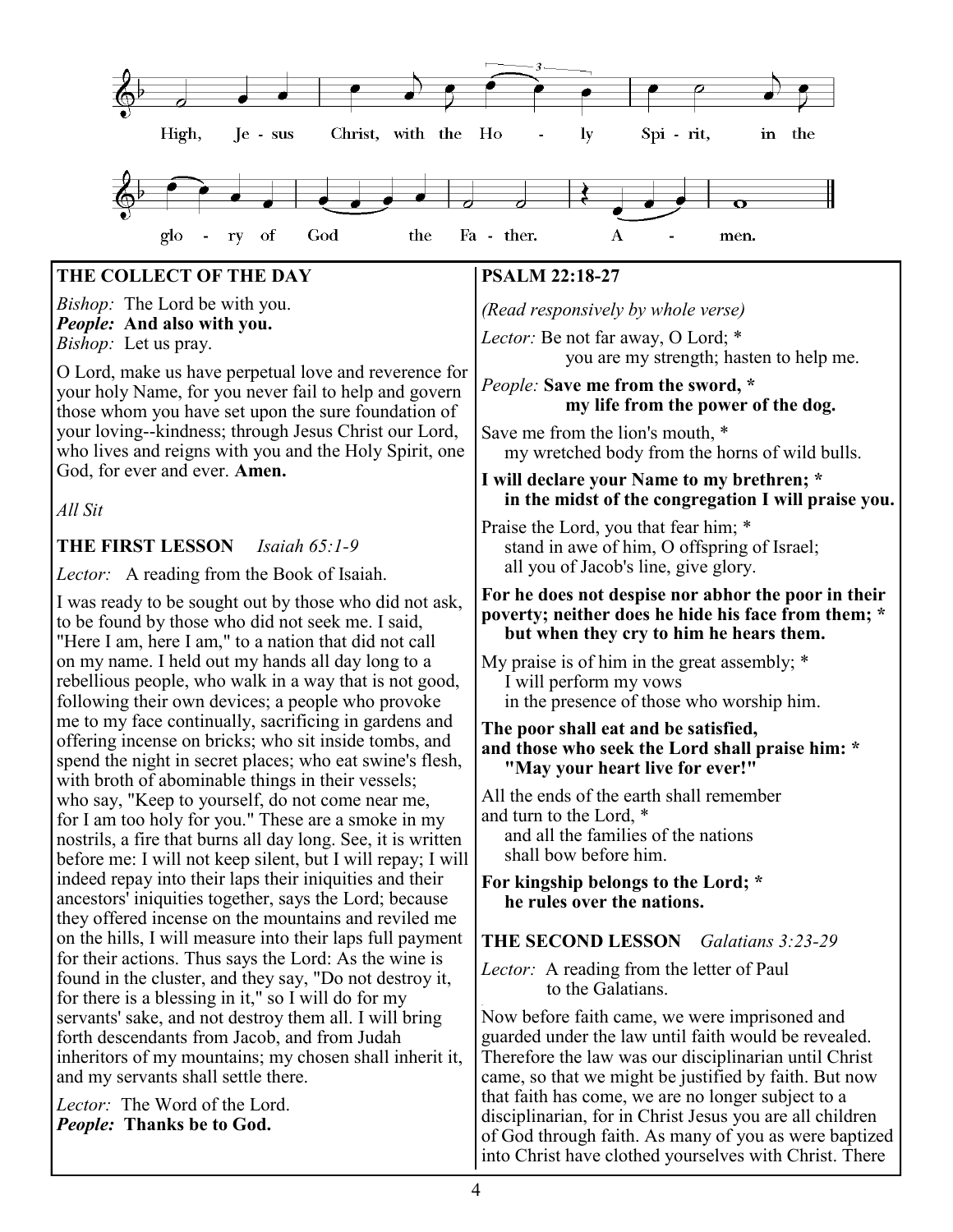High, Jesus Christ, with the Holy Spirit, in the glory of God the Father. Amen.

## THE COLLECT OF THE DAY

*Bishop:* The Lord be with you.
***People:*** **And also with you.**
*Bishop:* Let us pray.

O Lord, make us have perpetual love and reverence for your holy Name, for you never fail to help and govern those whom you have set upon the sure foundation of your loving--kindness; through Jesus Christ our Lord, who lives and reigns with you and the Holy Spirit, one God, for ever and ever. **Amen.**

*All Sit*

## THE FIRST LESSON *Isaiah 65:1-9*

*Lector:* A reading from the Book of Isaiah.

I was ready to be sought out by those who did not ask, to be found by those who did not seek me. I said, "Here I am, here I am," to a nation that did not call on my name. I held out my hands all day long to a rebellious people, who walk in a way that is not good, following their own devices; a people who provoke me to my face continually, sacrificing in gardens and offering incense on bricks; who sit inside tombs, and spend the night in secret places; who eat swine's flesh, with broth of abominable things in their vessels; who say, "Keep to yourself, do not come near me, for I am too holy for you." These are a smoke in my nostrils, a fire that burns all day long. See, it is written before me: I will not keep silent, but I will repay; I will indeed repay into their laps their iniquities and their ancestors' iniquities together, says the Lord; because they offered incense on the mountains and reviled me on the hills, I will measure into their laps full payment for their actions. Thus says the Lord: As the wine is found in the cluster, and they say, "Do not destroy it, for there is a blessing in it," so I will do for my servants' sake, and not destroy them all. I will bring forth descendants from Jacob, and from Judah inheritors of my mountains; my chosen shall inherit it, and my servants shall settle there.

*Lector:* The Word of the Lord.
***People:*** **Thanks be to God.**

## PSALM 22:18-27

*(Read responsively by whole verse)*

*Lector:* Be not far away, O Lord; *
you are my strength; hasten to help me.

*People:* **Save me from the sword, *
my life from the power of the dog.**

Save me from the lion's mouth, *
my wretched body from the horns of wild bulls.

**I will declare your Name to my brethren; *
in the midst of the congregation I will praise you.**

Praise the Lord, you that fear him; *
stand in awe of him, O offspring of Israel;
all you of Jacob's line, give glory.

**For he does not despise nor abhor the poor in their poverty; neither does he hide his face from them; *
but when they cry to him he hears them.**

My praise is of him in the great assembly; *
I will perform my vows
in the presence of those who worship him.

**The poor shall eat and be satisfied,
and those who seek the Lord shall praise him: *
"May your heart live for ever!"**

All the ends of the earth shall remember
and turn to the Lord, *
and all the families of the nations
shall bow before him.

**For kingship belongs to the Lord; *
he rules over the nations.**

## THE SECOND LESSON *Galatians 3:23-29*

*Lector:* A reading from the letter of Paul to the Galatians.

Now before faith came, we were imprisoned and guarded under the law until faith would be revealed. Therefore the law was our disciplinarian until Christ came, so that we might be justified by faith. But now that faith has come, we are no longer subject to a disciplinarian, for in Christ Jesus you are all children of God through faith. As many of you as were baptized into Christ have clothed yourselves with Christ. There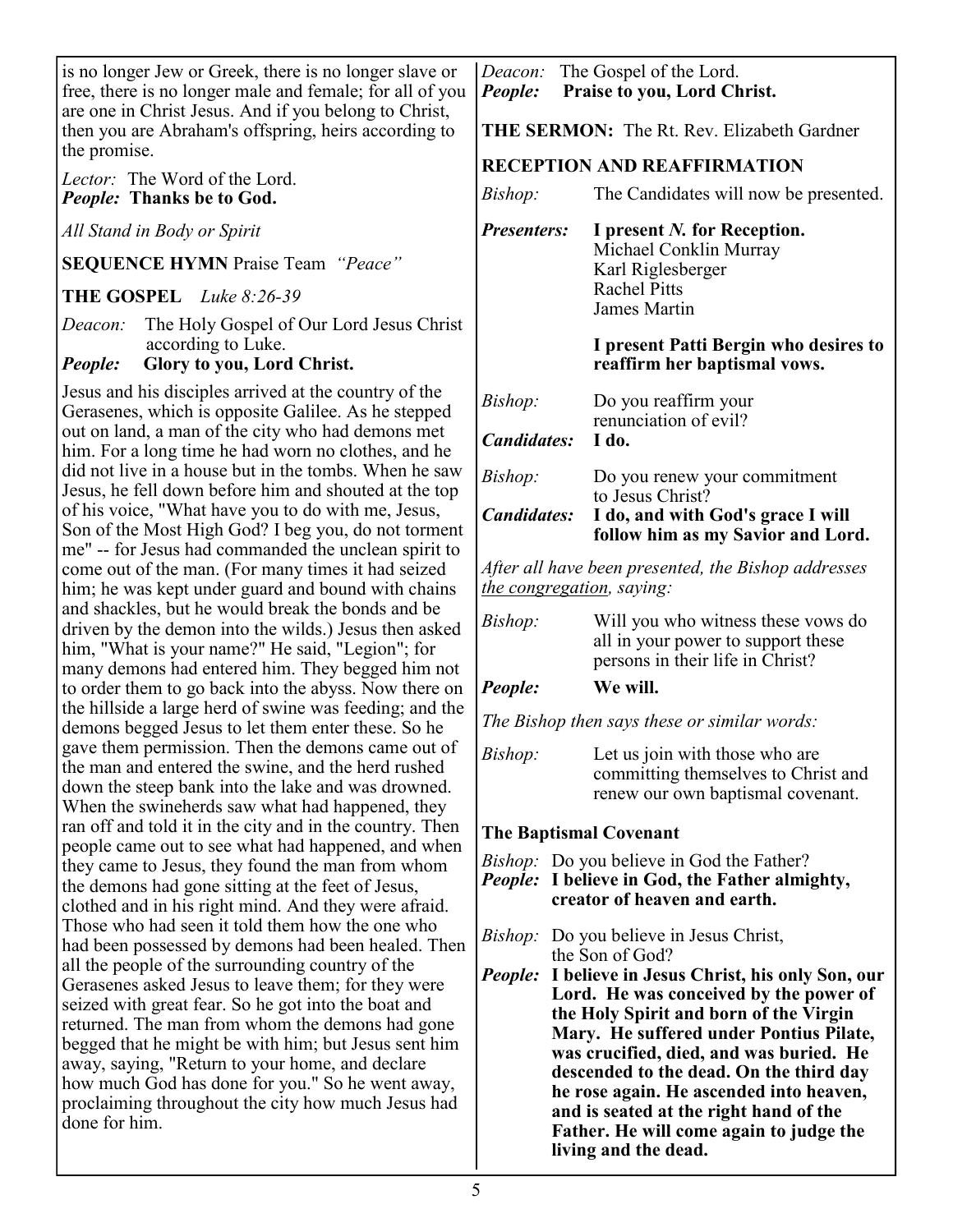is no longer Jew or Greek, there is no longer slave or free, there is no longer male and female; for all of you are one in Christ Jesus. And if you belong to Christ, then you are Abraham's offspring, heirs according to the promise.

*Lector:* The Word of the Lord.
***People:* Thanks be to God.**

*All Stand in Body or Spirit*

**SEQUENCE HYMN** Praise Team *"Peace"*

**THE GOSPEL** *Luke 8:26-39*

*Deacon:* The Holy Gospel of Our Lord Jesus Christ according to Luke.
***People:* Glory to you, Lord Christ.**

Jesus and his disciples arrived at the country of the Gerasenes, which is opposite Galilee. As he stepped out on land, a man of the city who had demons met him. For a long time he had worn no clothes, and he did not live in a house but in the tombs. When he saw Jesus, he fell down before him and shouted at the top of his voice, "What have you to do with me, Jesus, Son of the Most High God? I beg you, do not torment me" -- for Jesus had commanded the unclean spirit to come out of the man. (For many times it had seized him; he was kept under guard and bound with chains and shackles, but he would break the bonds and be driven by the demon into the wilds.) Jesus then asked him, "What is your name?" He said, "Legion"; for many demons had entered him. They begged him not to order them to go back into the abyss. Now there on the hillside a large herd of swine was feeding; and the demons begged Jesus to let them enter these. So he gave them permission. Then the demons came out of the man and entered the swine, and the herd rushed down the steep bank into the lake and was drowned. When the swineherds saw what had happened, they ran off and told it in the city and in the country. Then people came out to see what had happened, and when they came to Jesus, they found the man from whom the demons had gone sitting at the feet of Jesus, clothed and in his right mind. And they were afraid. Those who had seen it told them how the one who had been possessed by demons had been healed. Then all the people of the surrounding country of the Gerasenes asked Jesus to leave them; for they were seized with great fear. So he got into the boat and returned. The man from whom the demons had gone begged that he might be with him; but Jesus sent him away, saying, "Return to your home, and declare how much God has done for you." So he went away, proclaiming throughout the city how much Jesus had done for him.

*Deacon:* The Gospel of the Lord.
***People:* Praise to you, Lord Christ.**

**THE SERMON:** The Rt. Rev. Elizabeth Gardner

**RECEPTION AND REAFFIRMATION**

*Bishop:* The Candidates will now be presented.

***Presenters:*** **I present *N.* for Reception.**
Michael Conklin Murray
Karl Riglesberger
Rachel Pitts
James Martin

**I present Patti Bergin who desires to reaffirm her baptismal vows.**

*Bishop:* Do you reaffirm your renunciation of evil?
***Candidates:*** **I do.**

*Bishop:* Do you renew your commitment to Jesus Christ?
***Candidates:*** **I do, and with God's grace I will follow him as my Savior and Lord.**

*After all have been presented, the Bishop addresses the congregation, saying:*

*Bishop:* Will you who witness these vows do all in your power to support these persons in their life in Christ?
***People:*** **We will.**

*The Bishop then says these or similar words:*

*Bishop:* Let us join with those who are committing themselves to Christ and renew our own baptismal covenant.

**The Baptismal Covenant**

*Bishop:* Do you believe in God the Father?
***People:*** **I believe in God, the Father almighty, creator of heaven and earth.**

*Bishop:* Do you believe in Jesus Christ, the Son of God?
***People:*** **I believe in Jesus Christ, his only Son, our Lord. He was conceived by the power of the Holy Spirit and born of the Virgin Mary. He suffered under Pontius Pilate, was crucified, died, and was buried. He descended to the dead. On the third day he rose again. He ascended into heaven, and is seated at the right hand of the Father. He will come again to judge the living and the dead.**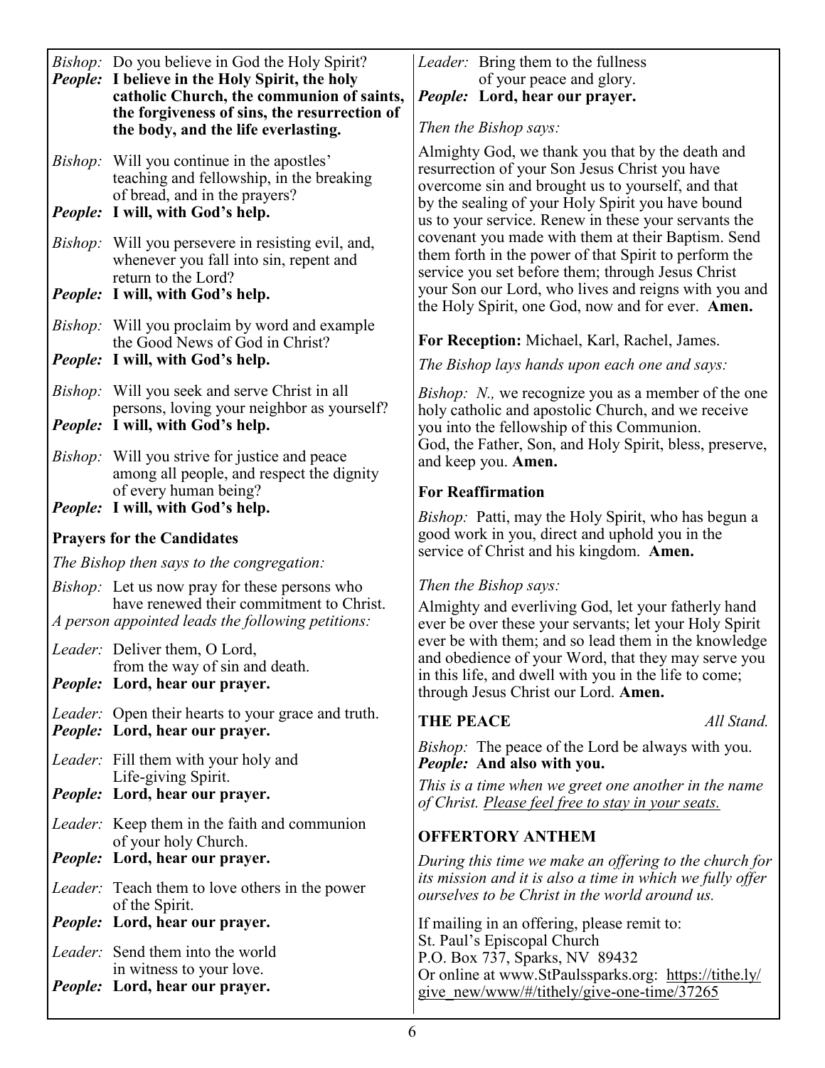*Bishop:* Do you believe in God the Holy Spirit?
***People:*** **I believe in the Holy Spirit, the holy catholic Church, the communion of saints, the forgiveness of sins, the resurrection of the body, and the life everlasting.**

*Bishop:* Will you continue in the apostles' teaching and fellowship, in the breaking of bread, and in the prayers?
***People:*** **I will, with God's help.**

*Bishop:* Will you persevere in resisting evil, and, whenever you fall into sin, repent and return to the Lord?
***People:*** **I will, with God's help.**

*Bishop:* Will you proclaim by word and example the Good News of God in Christ?
***People:*** **I will, with God's help.**

*Bishop:* Will you seek and serve Christ in all persons, loving your neighbor as yourself?
***People:*** **I will, with God's help.**

*Bishop:* Will you strive for justice and peace among all people, and respect the dignity of every human being?
***People:*** **I will, with God's help.**

**Prayers for the Candidates**

*The Bishop then says to the congregation:*

*Bishop:* Let us now pray for these persons who have renewed their commitment to Christ.
*A person appointed leads the following petitions:*

*Leader:* Deliver them, O Lord, from the way of sin and death.
***People:*** **Lord, hear our prayer.**

*Leader:* Open their hearts to your grace and truth.
***People:*** **Lord, hear our prayer.**

*Leader:* Fill them with your holy and Life-giving Spirit.
***People:*** **Lord, hear our prayer.**

*Leader:* Keep them in the faith and communion of your holy Church.
***People:*** **Lord, hear our prayer.**

*Leader:* Teach them to love others in the power of the Spirit.
***People:*** **Lord, hear our prayer.**

*Leader:* Send them into the world in witness to your love.
***People:*** **Lord, hear our prayer.**

*Leader:* Bring them to the fullness of your peace and glory.
***People:*** **Lord, hear our prayer.**

*Then the Bishop says:*

Almighty God, we thank you that by the death and resurrection of your Son Jesus Christ you have overcome sin and brought us to yourself, and that by the sealing of your Holy Spirit you have bound us to your service. Renew in these your servants the covenant you made with them at their Baptism. Send them forth in the power of that Spirit to perform the service you set before them; through Jesus Christ your Son our Lord, who lives and reigns with you and the Holy Spirit, one God, now and for ever. **Amen.**

**For Reception:** Michael, Karl, Rachel, James.

*The Bishop lays hands upon each one and says:*

*Bishop: N.,* we recognize you as a member of the one holy catholic and apostolic Church, and we receive you into the fellowship of this Communion. God, the Father, Son, and Holy Spirit, bless, preserve, and keep you. **Amen.**

**For Reaffirmation**

*Bishop:* Patti, may the Holy Spirit, who has begun a good work in you, direct and uphold you in the service of Christ and his kingdom. **Amen.**

*Then the Bishop says:*

Almighty and everliving God, let your fatherly hand ever be over these your servants; let your Holy Spirit ever be with them; and so lead them in the knowledge and obedience of your Word, that they may serve you in this life, and dwell with you in the life to come; through Jesus Christ our Lord. **Amen.**

**THE PEACE** *All Stand.*

*Bishop:* The peace of the Lord be always with you.
***People:*** **And also with you.**

*This is a time when we greet one another in the name of Christ. Please feel free to stay in your seats.*

**OFFERTORY ANTHEM**

*During this time we make an offering to the church for its mission and it is also a time in which we fully offer ourselves to be Christ in the world around us.*

If mailing in an offering, please remit to:
St. Paul's Episcopal Church
P.O. Box 737, Sparks, NV 89432
Or online at www.StPaulssparks.org: https://tithe.ly/give_new/www/#/tithely/give-one-time/37265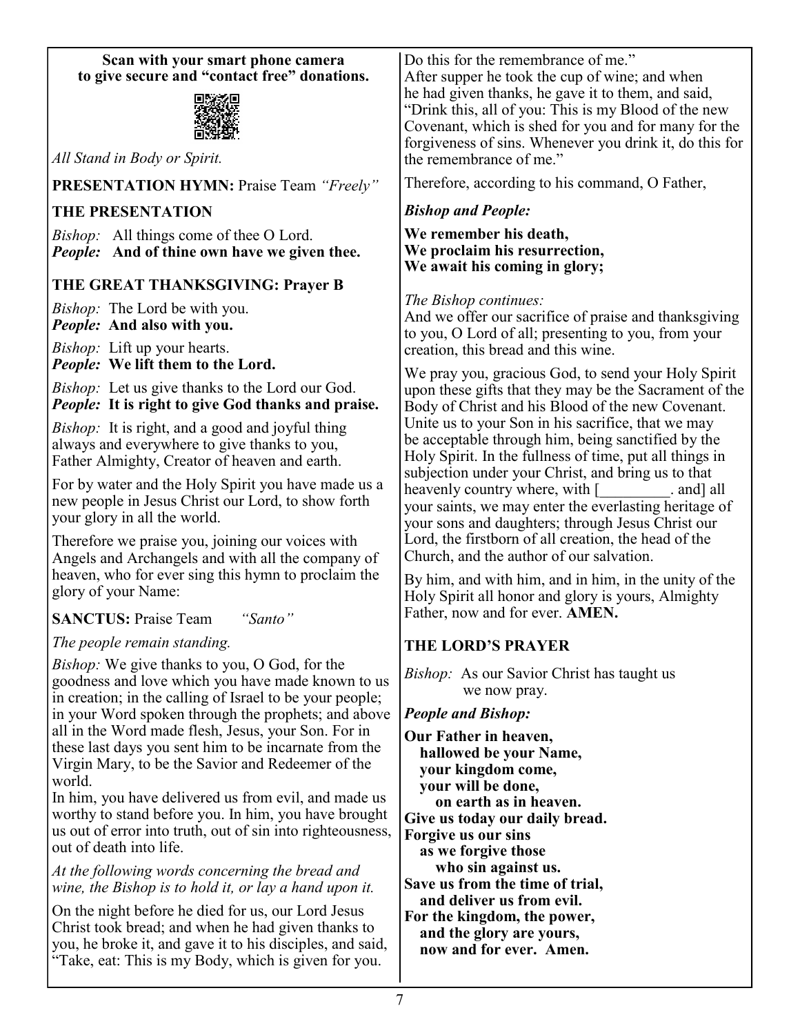**Scan with your smart phone camera to give secure and "contact free" donations.**

*All Stand in Body or Spirit.*

**PRESENTATION HYMN:** Praise Team *"Freely"*

**THE PRESENTATION**

*Bishop:* All things come of thee O Lord.
***People:*** **And of thine own have we given thee.**

**THE GREAT THANKSGIVING: Prayer B**

*Bishop:* The Lord be with you.
***People:*** **And also with you.**

*Bishop:* Lift up your hearts.
***People:*** **We lift them to the Lord.**

*Bishop:* Let us give thanks to the Lord our God.
***People:*** **It is right to give God thanks and praise.**

*Bishop:* It is right, and a good and joyful thing always and everywhere to give thanks to you, Father Almighty, Creator of heaven and earth.

For by water and the Holy Spirit you have made us a new people in Jesus Christ our Lord, to show forth your glory in all the world.

Therefore we praise you, joining our voices with Angels and Archangels and with all the company of heaven, who for ever sing this hymn to proclaim the glory of your Name:

**SANCTUS:** Praise Team *"Santo"*

*The people remain standing.*

*Bishop:* We give thanks to you, O God, for the goodness and love which you have made known to us in creation; in the calling of Israel to be your people; in your Word spoken through the prophets; and above all in the Word made flesh, Jesus, your Son. For in these last days you sent him to be incarnate from the Virgin Mary, to be the Savior and Redeemer of the world.
In him, you have delivered us from evil, and made us worthy to stand before you. In him, you have brought us out of error into truth, out of sin into righteousness, out of death into life.

*At the following words concerning the bread and wine, the Bishop is to hold it, or lay a hand upon it.*

On the night before he died for us, our Lord Jesus Christ took bread; and when he had given thanks to you, he broke it, and gave it to his disciples, and said, "Take, eat: This is my Body, which is given for you. Do this for the remembrance of me."
After supper he took the cup of wine; and when he had given thanks, he gave it to them, and said, "Drink this, all of you: This is my Blood of the new Covenant, which is shed for you and for many for the forgiveness of sins. Whenever you drink it, do this for the remembrance of me."

Therefore, according to his command, O Father,

***Bishop and People:***

**We remember his death,**
**We proclaim his resurrection,**
**We await his coming in glory;**

*The Bishop continues:*
And we offer our sacrifice of praise and thanksgiving to you, O Lord of all; presenting to you, from your creation, this bread and this wine.

We pray you, gracious God, to send your Holy Spirit upon these gifts that they may be the Sacrament of the Body of Christ and his Blood of the new Covenant. Unite us to your Son in his sacrifice, that we may be acceptable through him, being sanctified by the Holy Spirit. In the fullness of time, put all things in subjection under your Christ, and bring us to that heavenly country where, with [_________. and] all your saints, we may enter the everlasting heritage of your sons and daughters; through Jesus Christ our Lord, the firstborn of all creation, the head of the Church, and the author of our salvation.

By him, and with him, and in him, in the unity of the Holy Spirit all honor and glory is yours, Almighty Father, now and for ever. **AMEN.**

**THE LORD'S PRAYER**

*Bishop:* As our Savior Christ has taught us we now pray.

***People and Bishop:***

**Our Father in heaven,**
**hallowed be your Name,**
**your kingdom come,**
**your will be done,**
**on earth as in heaven.**
**Give us today our daily bread.**
**Forgive us our sins**
**as we forgive those**
**who sin against us.**
**Save us from the time of trial,**
**and deliver us from evil.**
**For the kingdom, the power,**
**and the glory are yours,**
**now and for ever. Amen.**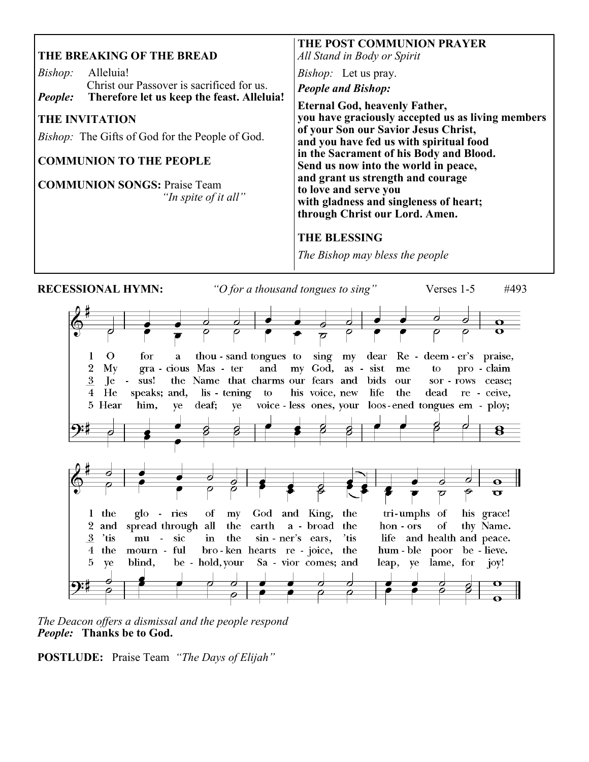### THE BREAKING OF THE BREAD

*Bishop:* Alleluia!
Christ our Passover is sacrificed for us.
***People:*** **Therefore let us keep the feast. Alleluia!**

### THE INVITATION

*Bishop:* The Gifts of God for the People of God.

### COMMUNION TO THE PEOPLE

**COMMUNION SONGS:** Praise Team
*"In spite of it all"*

### THE POST COMMUNION PRAYER

*All Stand in Body or Spirit*

*Bishop:* Let us pray.
***People and Bishop:***

**Eternal God, heavenly Father,**
**you have graciously accepted us as living members**
**of your Son our Savior Jesus Christ,**
**and you have fed us with spiritual food**
**in the Sacrament of his Body and Blood.**
**Send us now into the world in peace,**
**and grant us strength and courage**
**to love and serve you**
**with gladness and singleness of heart;**
**through Christ our Lord. Amen.**

### THE BLESSING

*The Bishop may bless the people*

**RECESSIONAL HYMN:** *"O for a thousand tongues to sing"* Verses 1-5 #493

1 O for a thousand tongues to sing my dear Redeemer's praise, the glories of my God and King, the triumphs of his grace!

2 My gracious Master and my God, assist me to proclaim and spread through all the earth abroad the honors of thy Name.

3 Jesus! the Name that charms our fears and bids our sorrows cease; 'tis music in the sinner's ears, 'tis life and health and peace.

4 He speaks; and, listening to his voice, new life the dead receive, the mournful broken hearts rejoice, the humble poor believe.

5 Hear him, ye deaf; ye voiceless ones, your loosened tongues employ; ye blind, behold, your Savior comes; and leap, ye lame, for joy!

*The Deacon offers a dismissal and the people respond*
***People:*** **Thanks be to God.**

**POSTLUDE:** Praise Team *"The Days of Elijah"*